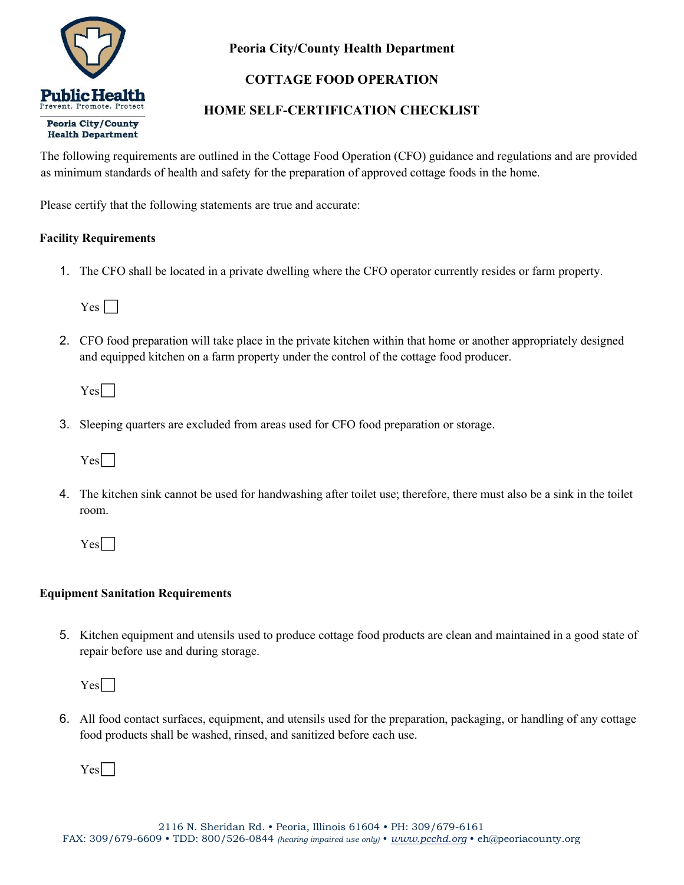Peoria City/County Health Department

# COTTAGE FOOD OPERATION

# HOME SELF-CERTIFICATION CHECKLIST

The following requirements are outlined in the Cottage Food Operation (CFO) guidance and regulations and are provided as minimum standards of health and safety for the preparation of approved cottage foods in the home.

Please certify that the following statements are true and accurate:

**Facility Requirements**

1. The CFO shall be located in a private dwelling where the CFO operator currently resides or farm property.

   Yes ☐

2. CFO food preparation will take place in the private kitchen within that home or another appropriately designed and equipped kitchen on a farm property under the control of the cottage food producer.

   Yes ☐

3. Sleeping quarters are excluded from areas used for CFO food preparation or storage.

   Yes ☐

4. The kitchen sink cannot be used for handwashing after toilet use; therefore, there must also be a sink in the toilet room.

   Yes ☐

**Equipment Sanitation Requirements**

5. Kitchen equipment and utensils used to produce cottage food products are clean and maintained in a good state of repair before use and during storage.

   Yes ☐

6. All food contact surfaces, equipment, and utensils used for the preparation, packaging, or handling of any cottage food products shall be washed, rinsed, and sanitized before each use.

   Yes ☐

2116 N. Sheridan Rd. • Peoria, Illinois 61604 • PH: 309/679-6161
FAX: 309/679-6609 • TDD: 800/526-0844 *(hearing impaired use only)* • www.pcchd.org • eh@peoriacounty.org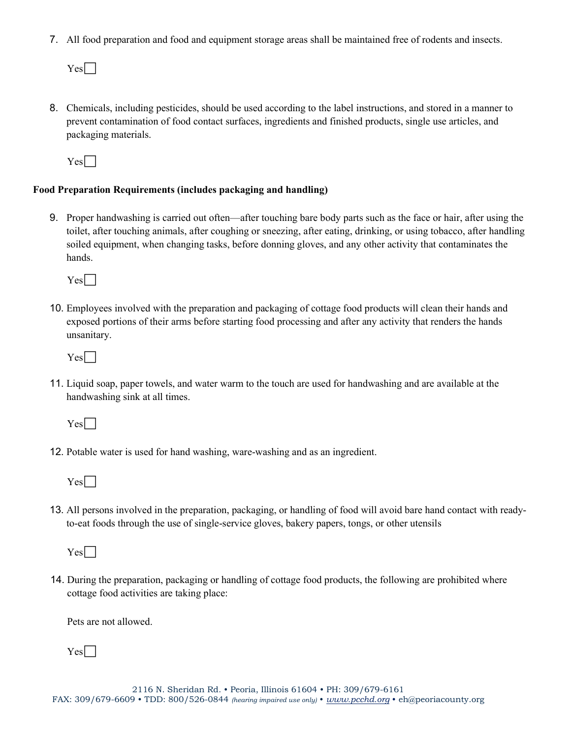7. All food preparation and food and equipment storage areas shall be maintained free of rodents and insects.

   Yes☐

8. Chemicals, including pesticides, should be used according to the label instructions, and stored in a manner to prevent contamination of food contact surfaces, ingredients and finished products, single use articles, and packaging materials.

   Yes☐

**Food Preparation Requirements (includes packaging and handling)**

9. Proper handwashing is carried out often—after touching bare body parts such as the face or hair, after using the toilet, after touching animals, after coughing or sneezing, after eating, drinking, or using tobacco, after handling soiled equipment, when changing tasks, before donning gloves, and any other activity that contaminates the hands.

   Yes☐

10. Employees involved with the preparation and packaging of cottage food products will clean their hands and exposed portions of their arms before starting food processing and after any activity that renders the hands unsanitary.

    Yes☐

11. Liquid soap, paper towels, and water warm to the touch are used for handwashing and are available at the handwashing sink at all times.

    Yes☐

12. Potable water is used for hand washing, ware-washing and as an ingredient.

    Yes☐

13. All persons involved in the preparation, packaging, or handling of food will avoid bare hand contact with ready-to-eat foods through the use of single-service gloves, bakery papers, tongs, or other utensils

    Yes☐

14. During the preparation, packaging or handling of cottage food products, the following are prohibited where cottage food activities are taking place:

    Pets are not allowed.

    Yes☐

2116 N. Sheridan Rd. • Peoria, Illinois 61604 • PH: 309/679-6161
FAX: 309/679-6609 • TDD: 800/526-0844 *(hearing impaired use only)* • *www.pcchd.org* • eh@peoriacounty.org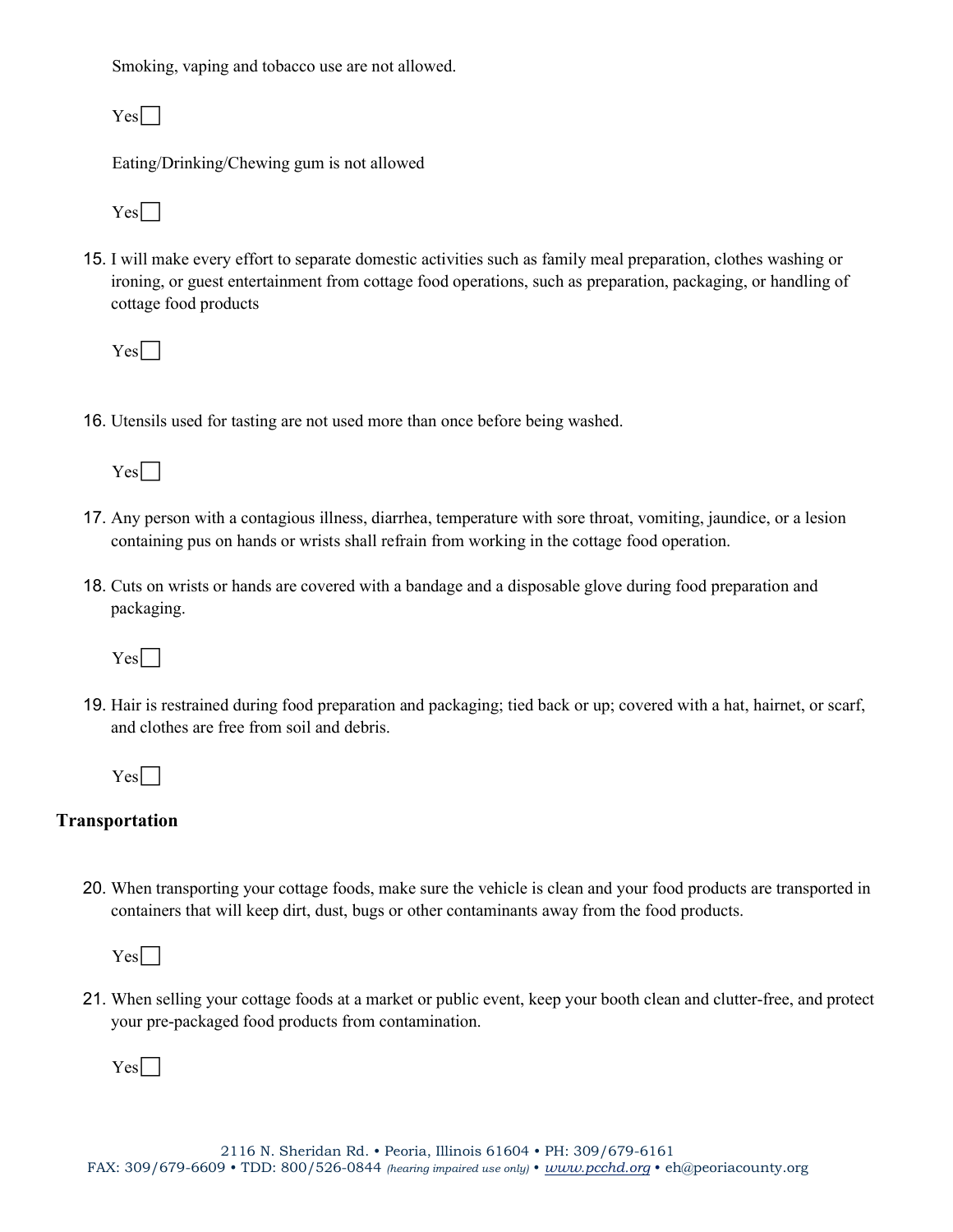Smoking, vaping and tobacco use are not allowed.

Yes ☐

Eating/Drinking/Chewing gum is not allowed

Yes ☐

15. I will make every effort to separate domestic activities such as family meal preparation, clothes washing or ironing, or guest entertainment from cottage food operations, such as preparation, packaging, or handling of cottage food products

    Yes ☐

16. Utensils used for tasting are not used more than once before being washed.

    Yes ☐

17. Any person with a contagious illness, diarrhea, temperature with sore throat, vomiting, jaundice, or a lesion containing pus on hands or wrists shall refrain from working in the cottage food operation.

18. Cuts on wrists or hands are covered with a bandage and a disposable glove during food preparation and packaging.

    Yes ☐

19. Hair is restrained during food preparation and packaging; tied back or up; covered with a hat, hairnet, or scarf, and clothes are free from soil and debris.

    Yes ☐

## Transportation

20. When transporting your cottage foods, make sure the vehicle is clean and your food products are transported in containers that will keep dirt, dust, bugs or other contaminants away from the food products.

    Yes ☐

21. When selling your cottage foods at a market or public event, keep your booth clean and clutter-free, and protect your pre-packaged food products from contamination.

    Yes ☐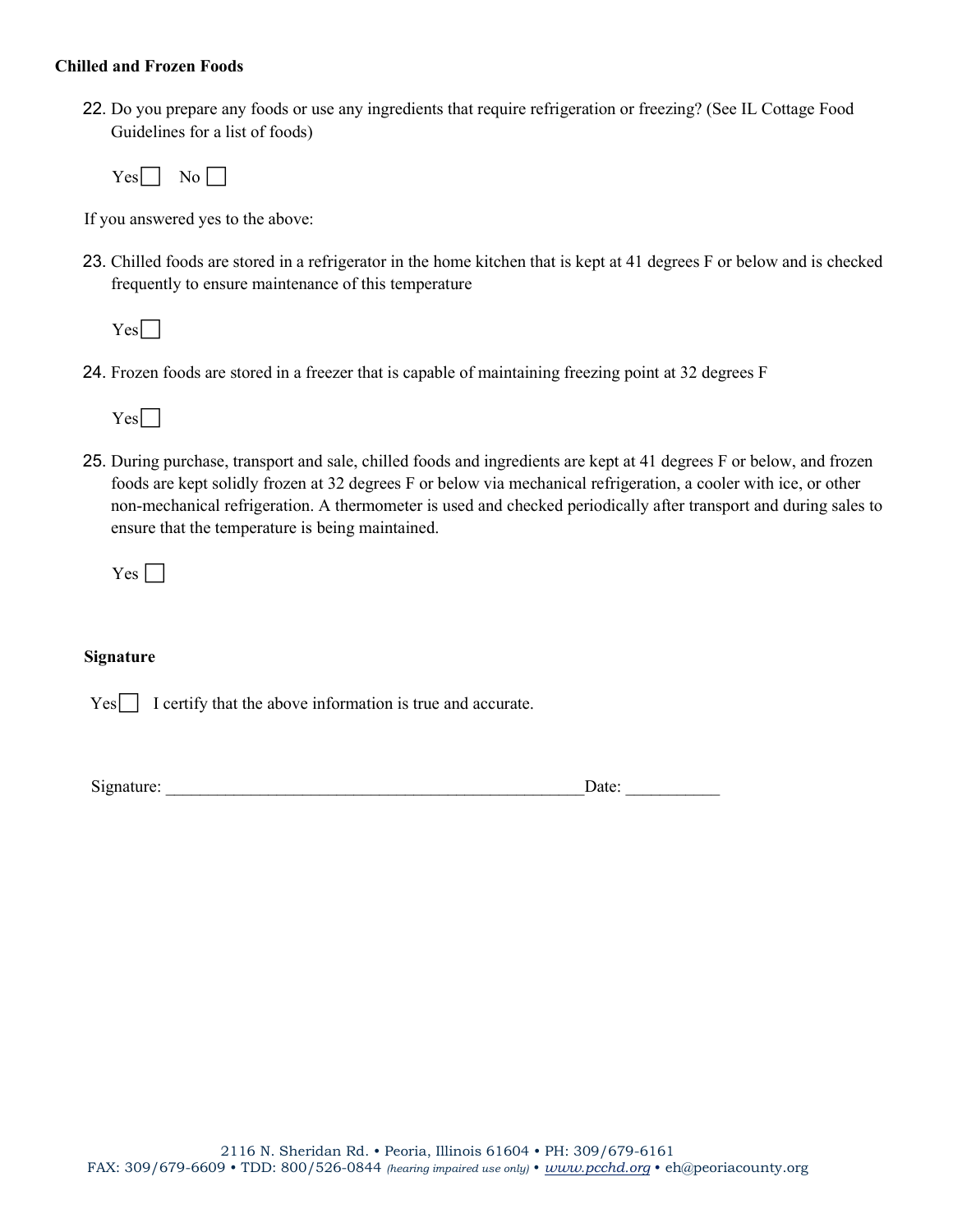**Chilled and Frozen Foods**

22. Do you prepare any foods or use any ingredients that require refrigeration or freezing? (See IL Cottage Food Guidelines for a list of foods)

    Yes☐ No ☐

If you answered yes to the above:

23. Chilled foods are stored in a refrigerator in the home kitchen that is kept at 41 degrees F or below and is checked frequently to ensure maintenance of this temperature

    Yes☐

24. Frozen foods are stored in a freezer that is capable of maintaining freezing point at 32 degrees F

    Yes☐

25. During purchase, transport and sale, chilled foods and ingredients are kept at 41 degrees F or below, and frozen foods are kept solidly frozen at 32 degrees F or below via mechanical refrigeration, a cooler with ice, or other non-mechanical refrigeration. A thermometer is used and checked periodically after transport and during sales to ensure that the temperature is being maintained.

    Yes ☐

**Signature**

Yes☐ I certify that the above information is true and accurate.

Signature: _______________________________________________ Date: ___________

2116 N. Sheridan Rd. • Peoria, Illinois 61604 • PH: 309/679-6161
FAX: 309/679-6609 • TDD: 800/526-0844 *(hearing impaired use only)* • www.pcchd.org • eh@peoriacounty.org